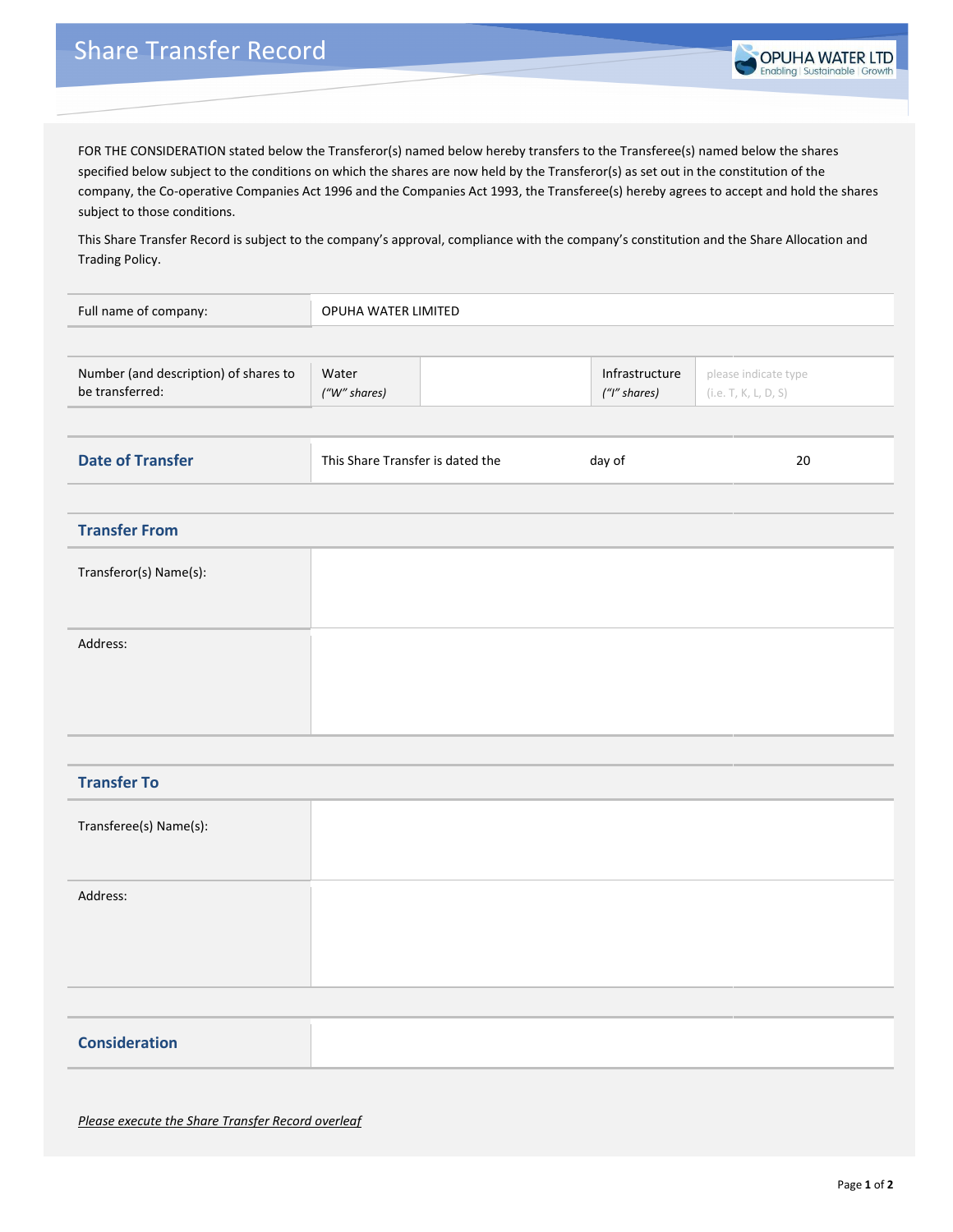# Share Transfer Record

OPUHA WATER LTD
Enabling | Sustainable | Growth

FOR THE CONSIDERATION stated below the Transferor(s) named below hereby transfers to the Transferee(s) named below the shares specified below subject to the conditions on which the shares are now held by the Transferor(s) as set out in the constitution of the company, the Co-operative Companies Act 1996 and the Companies Act 1993, the Transferee(s) hereby agrees to accept and hold the shares subject to those conditions.

This Share Transfer Record is subject to the company's approval, compliance with the company's constitution and the Share Allocation and Trading Policy.

| Full name of company: | OPUHA WATER LIMITED |
|---|---|

| Number (and description) of shares to be transferred: | Water *("W" shares)* | | Infrastructure *("I" shares)* | please indicate type (i.e. T, K, L, D, S) |
|---|---|---|---|---|

| **Date of Transfer** | This Share Transfer is dated the | day of | 20 |
|---|---|---|---|

## Transfer From

| Transferor(s) Name(s): | |
|---|---|
| Address: | |

## Transfer To

| Transferee(s) Name(s): | |
|---|---|
| Address: | |

| **Consideration** | |
|---|---|

*Please execute the Share Transfer Record overleaf*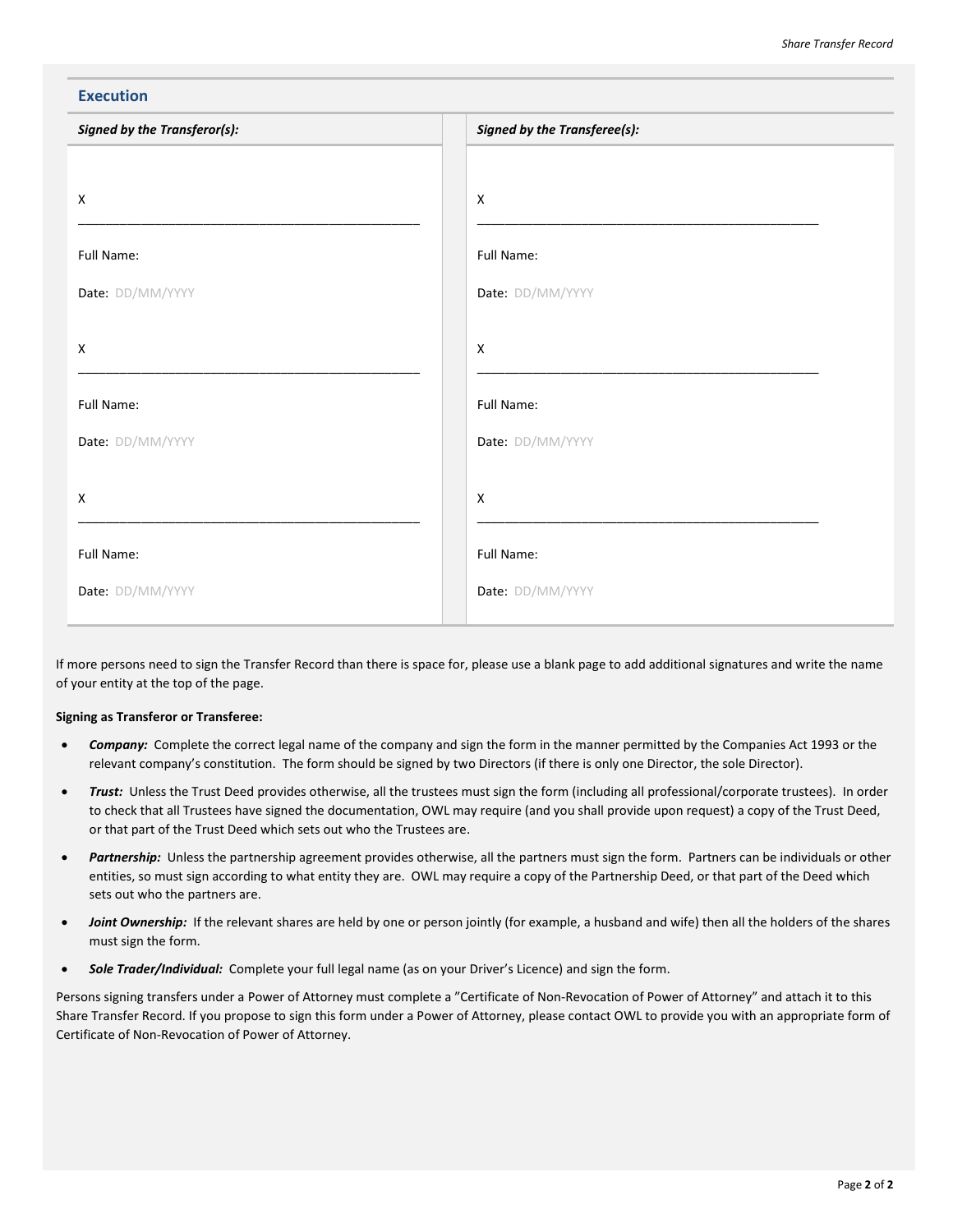## Execution

| *Signed by the Transferor(s):* | *Signed by the Transferee(s):* |
|---|---|
| X ______________________________ | X ______________________________ |
| Full Name: | Full Name: |
| Date: DD/MM/YYYY | Date: DD/MM/YYYY |
| X ______________________________ | X ______________________________ |
| Full Name: | Full Name: |
| Date: DD/MM/YYYY | Date: DD/MM/YYYY |
| X ______________________________ | X ______________________________ |
| Full Name: | Full Name: |
| Date: DD/MM/YYYY | Date: DD/MM/YYYY |

If more persons need to sign the Transfer Record than there is space for, please use a blank page to add additional signatures and write the name of your entity at the top of the page.

**Signing as Transferor or Transferee:**

- ***Company:*** Complete the correct legal name of the company and sign the form in the manner permitted by the Companies Act 1993 or the relevant company's constitution. The form should be signed by two Directors (if there is only one Director, the sole Director).
- ***Trust:*** Unless the Trust Deed provides otherwise, all the trustees must sign the form (including all professional/corporate trustees). In order to check that all Trustees have signed the documentation, OWL may require (and you shall provide upon request) a copy of the Trust Deed, or that part of the Trust Deed which sets out who the Trustees are.
- ***Partnership:*** Unless the partnership agreement provides otherwise, all the partners must sign the form. Partners can be individuals or other entities, so must sign according to what entity they are. OWL may require a copy of the Partnership Deed, or that part of the Deed which sets out who the partners are.
- ***Joint Ownership:*** If the relevant shares are held by one or person jointly (for example, a husband and wife) then all the holders of the shares must sign the form.
- ***Sole Trader/Individual:*** Complete your full legal name (as on your Driver's Licence) and sign the form.

Persons signing transfers under a Power of Attorney must complete a "Certificate of Non-Revocation of Power of Attorney" and attach it to this Share Transfer Record. If you propose to sign this form under a Power of Attorney, please contact OWL to provide you with an appropriate form of Certificate of Non-Revocation of Power of Attorney.